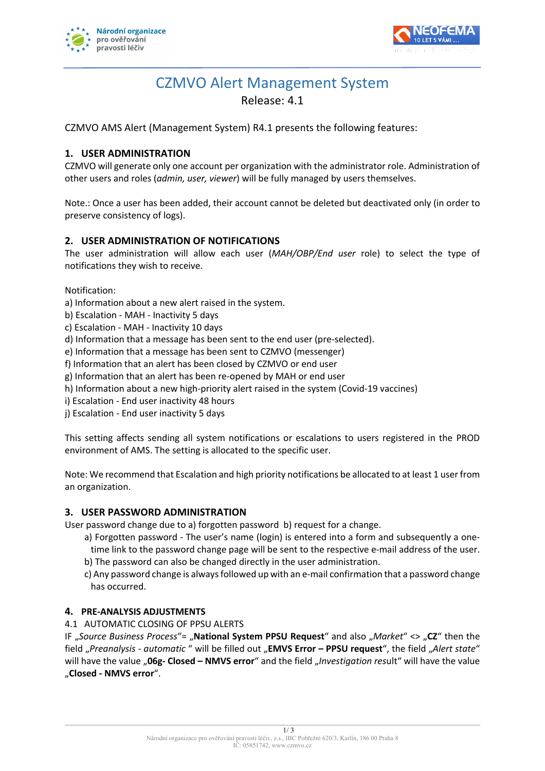# CZMVO Alert Management System

Release: 4.1

CZMVO AMS Alert (Management System) R4.1 presents the following features:

## 1. USER ADMINISTRATION

CZMVO will generate only one account per organization with the administrator role. Administration of other users and roles (*admin, user, viewer*) will be fully managed by users themselves.

Note.: Once a user has been added, their account cannot be deleted but deactivated only (in order to preserve consistency of logs).

## 2. USER ADMINISTRATION OF NOTIFICATIONS

The user administration will allow each user (*MAH/OBP/End user* role) to select the type of notifications they wish to receive.

Notification:

a) Information about a new alert raised in the system.
b) Escalation - MAH - Inactivity 5 days
c) Escalation - MAH - Inactivity 10 days
d) Information that a message has been sent to the end user (pre-selected).
e) Information that a message has been sent to CZMVO (messenger)
f) Information that an alert has been closed by CZMVO or end user
g) Information that an alert has been re-opened by MAH or end user
h) Information about a new high-priority alert raised in the system (Covid-19 vaccines)
i) Escalation - End user inactivity 48 hours
j) Escalation - End user inactivity 5 days

This setting affects sending all system notifications or escalations to users registered in the PROD environment of AMS. The setting is allocated to the specific user.

Note: We recommend that Escalation and high priority notifications be allocated to at least 1 user from an organization.

## 3. USER PASSWORD ADMINISTRATION

User password change due to a) forgotten password b) request for a change.

a) Forgotten password - The user's name (login) is entered into a form and subsequently a one-time link to the password change page will be sent to the respective e-mail address of the user.
b) The password can also be changed directly in the user administration.
c) Any password change is always followed up with an e-mail confirmation that a password change has occurred.

## 4. PRE-ANALYSIS ADJUSTMENTS

### 4.1 AUTOMATIC CLOSING OF PPSU ALERTS

IF „*Source Business Process*“= „**National System PPSU Request**“ and also „*Market*“ <> „**CZ**“ then the field „*Preanalysis - automatic* “ will be filled out „**EMVS Error – PPSU request**“, the field „*Alert state*“ will have the value „**06g- Closed – NMVS error**“ and the field „*Investigation res*ult“ will have the value „**Closed - NMVS error**“.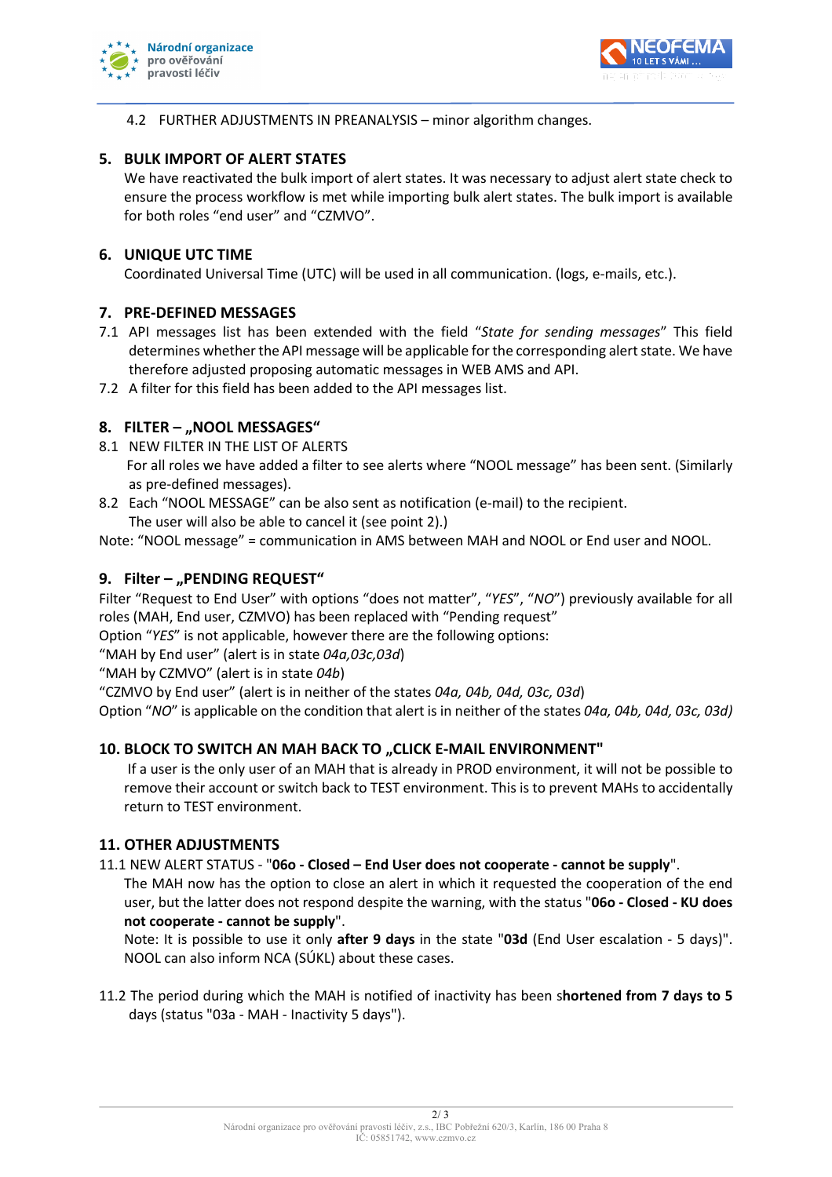4.2 FURTHER ADJUSTMENTS IN PREANALYSIS – minor algorithm changes.

## 5. BULK IMPORT OF ALERT STATES

We have reactivated the bulk import of alert states. It was necessary to adjust alert state check to ensure the process workflow is met while importing bulk alert states. The bulk import is available for both roles "end user" and "CZMVO".

## 6. UNIQUE UTC TIME

Coordinated Universal Time (UTC) will be used in all communication. (logs, e-mails, etc.).

## 7. PRE-DEFINED MESSAGES

7.1 API messages list has been extended with the field "*State for sending messages*" This field determines whether the API message will be applicable for the corresponding alert state. We have therefore adjusted proposing automatic messages in WEB AMS and API.

7.2 A filter for this field has been added to the API messages list.

## 8. FILTER – „NOOL MESSAGES"

8.1 NEW FILTER IN THE LIST OF ALERTS

For all roles we have added a filter to see alerts where "NOOL message" has been sent. (Similarly as pre-defined messages).

8.2 Each "NOOL MESSAGE" can be also sent as notification (e-mail) to the recipient.
The user will also be able to cancel it (see point 2).)

Note: "NOOL message" = communication in AMS between MAH and NOOL or End user and NOOL.

## 9. Filter – „PENDING REQUEST"

Filter "Request to End User" with options "does not matter", "*YES*", "*NO*") previously available for all roles (MAH, End user, CZMVO) has been replaced with "Pending request"
Option "*YES*" is not applicable, however there are the following options:
"MAH by End user" (alert is in state *04a,03c,03d*)
"MAH by CZMVO" (alert is in state *04b*)
"CZMVO by End user" (alert is in neither of the states *04a, 04b, 04d, 03c, 03d*)
Option "*NO*" is applicable on the condition that alert is in neither of the states *04a, 04b, 04d, 03c, 03d)*

## 10. BLOCK TO SWITCH AN MAH BACK TO „CLICK E-MAIL ENVIRONMENT"

If a user is the only user of an MAH that is already in PROD environment, it will not be possible to remove their account or switch back to TEST environment. This is to prevent MAHs to accidentally return to TEST environment.

## 11. OTHER ADJUSTMENTS

11.1 NEW ALERT STATUS - "**06o - Closed – End User does not cooperate - cannot be supply**".
The MAH now has the option to close an alert in which it requested the cooperation of the end user, but the latter does not respond despite the warning, with the status "**06o - Closed - KU does not cooperate - cannot be supply**".
Note: It is possible to use it only **after 9 days** in the state "**03d** (End User escalation - 5 days)". NOOL can also inform NCA (SÚKL) about these cases.

11.2 The period during which the MAH is notified of inactivity has been s**hortened from 7 days to 5** days (status "03a - MAH - Inactivity 5 days").